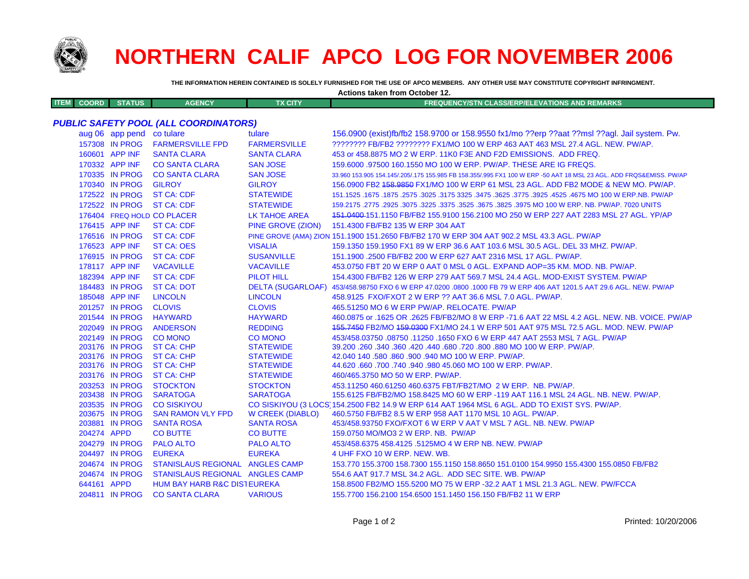# NORTHERN CALIF APCO LOG FOR NOVEMBER 2006

**THE INFORMATION HEREIN CONTAINED IS SOLELY FURNISHED FOR THE USE OF APCO MEMBERS. ANY OTHER USE MAY CONSTITUTE COPYRIGHT INFRINGMENT.**

**Actions taken from October 12.**

### *PUBLIC SAFETY POOL (ALL COORDINATORS)*

| ITEM | COORD | STATUS | AGENCY | TX CITY | FREQUENCY/STN CLASS/ERP/ELEVATIONS AND REMARKS |
|---|---|---|---|---|---|
| | aug 06 | app pend | co tulare | tulare | 156.0900 (exist)fb/fb2 158.9700 or 158.9550 fx1/mo ??erp ??aat ??msl ??agl. Jail system. Pw. |
| | 157308 | IN PROG | FARMERSVILLE FPD | FARMERSVILLE | ???????? FB/FB2 ???????? FX1/MO 100 W ERP 463 AAT 463 MSL 27.4 AGL. NEW. PW/AP. |
| | 160601 | APP INF | SANTA CLARA | SANTA CLARA | 453 or 458.8875 MO 2 W ERP. 11K0 F3E AND F2D EMISSIONS. ADD FREQ. |
| | 170332 | APP INF | CO SANTA CLARA | SAN JOSE | 159.6000 .97500 160.1550 MO 100 W ERP. PW/AP. THESE ARE IG FREQS. |
| | 170335 | IN PROG | CO SANTA CLARA | SAN JOSE | 33.960 153.905 154.145/.205/.175 155.985 FB 158.355/.995 FX1 100 W ERP -50 AAT 18 MSL 23 AGL. ADD FRQS&EMISS. PW/AP |
| | 170340 | IN PROG | GILROY | GILROY | 156.0900 FB2 ~~158.9850~~ FX1/MO 100 W ERP 61 MSL 23 AGL. ADD FB2 MODE & NEW MO. PW/AP. |
| | 172522 | IN PROG | ST CA: CDF | STATEWIDE | 151.1525 .1675 .1875 .2575 .3025 .3175 3325 .3475 .3625 .3775 .3925 .4525 .4675 MO 100 W ERP.NB. PW/AP |
| | 172522 | IN PROG | ST CA: CDF | STATEWIDE | 159.2175 .2775 .2925 .3075 .3225 .3375 .3525 .3675 .3825 .3975 MO 100 W ERP. NB. PW/AP. 7020 UNITS |
| | 176404 | FREQ HOLD | CO PLACER | LK TAHOE AREA | ~~151.0400~~ 151.1150 FB/FB2 155.9100 156.2100 MO 250 W ERP 227 AAT 2283 MSL 27 AGL. YP/AP |
| | 176415 | APP INF | ST CA: CDF | PINE GROVE (ZION) | 151.4300 FB/FB2 135 W ERP 304 AAT |
| | 176516 | IN PROG | ST CA: CDF | PINE GROVE (AMA) ZION | 151.1900 151.2650 FB/FB2 170 W ERP 304 AAT 902.2 MSL 43.3 AGL. PW/AP |
| | 176523 | APP INF | ST CA: OES | VISALIA | 159.1350 159.1950 FX1 89 W ERP 36.6 AAT 103.6 MSL 30.5 AGL. DEL 33 MHZ. PW/AP. |
| | 176915 | IN PROG | ST CA: CDF | SUSANVILLE | 151.1900 .2500 FB/FB2 200 W ERP 627 AAT 2316 MSL 17 AGL. PW/AP. |
| | 178117 | APP INF | VACAVILLE | VACAVILLE | 453.0750 FBT 20 W ERP 0 AAT 0 MSL 0 AGL. EXPAND AOP=35 KM. MOD. NB. PW/AP. |
| | 182394 | APP INF | ST CA: CDF | PILOT HILL | 154.4300 FB/FB2 126 W ERP 279 AAT 569.7 MSL 24.4 AGL. MOD-EXIST SYSTEM. PW/AP |
| | 184483 | IN PROG | ST CA: DOT | DELTA (SUGARLOAF) | 453/458.98750 FXO 6 W ERP 47.0200 .0800 .1000 FB 79 W ERP 406 AAT 1201.5 AAT 29.6 AGL. NEW. PW/AP |
| | 185048 | APP INF | LINCOLN | LINCOLN | 458.9125 FXO/FXOT 2 W ERP ?? AAT 36.6 MSL 7.0 AGL. PW/AP. |
| | 201257 | IN PROG | CLOVIS | CLOVIS | 465.51250 MO 6 W ERP PW/AP. RELOCATE. PW/AP |
| | 201544 | IN PROG | HAYWARD | HAYWARD | 460.0875 or .1625 OR .2625 FB/FB2/MO 8 W ERP -71.6 AAT 22 MSL 4.2 AGL. NEW. NB. VOICE. PW/AP |
| | 202049 | IN PROG | ANDERSON | REDDING | ~~155.7450~~ FB2/MO ~~159.0300~~ FX1/MO 24.1 W ERP 501 AAT 975 MSL 72.5 AGL. MOD. NEW. PW/AP |
| | 202149 | IN PROG | CO MONO | CO MONO | 453/458.03750 .08750 .11250 .1650 FXO 6 W ERP 447 AAT 2553 MSL 7 AGL. PW/AP |
| | 203176 | IN PROG | ST CA: CHP | STATEWIDE | 39.200 .260 .340 .360 .420 .440 .680 .720 .800 .880 MO 100 W ERP. PW/AP. |
| | 203176 | IN PROG | ST CA: CHP | STATEWIDE | 42.040 140 .580 .860 .900 .940 MO 100 W ERP. PW/AP. |
| | 203176 | IN PROG | ST CA: CHP | STATEWIDE | 44.620 .660 .700 .740 .940 .980 45.060 MO 100 W ERP. PW/AP. |
| | 203176 | IN PROG | ST CA: CHP | STATEWIDE | 460/465.3750 MO 50 W ERP. PW/AP. |
| | 203253 | IN PROG | STOCKTON | STOCKTON | 453.11250 460.61250 460.6375 FBT/FB2T/MO 2 W ERP. NB. PW/AP. |
| | 203438 | IN PROG | SARATOGA | SARATOGA | 155.6125 FB/FB2/MO 158.8425 MO 60 W ERP -119 AAT 116.1 MSL 24 AGL. NB. NEW. PW/AP. |
| | 203535 | IN PROG | CO SISKIYOU | CO SISKIYOU (3 LOCS) | 154.2500 FB2 14.9 W ERP 614 AAT 1964 MSL 6 AGL. ADD TO EXIST SYS. PW/AP. |
| | 203675 | IN PROG | SAN RAMON VLY FPD | W CREEK (DIABLO) | 460.5750 FB/FB2 8.5 W ERP 958 AAT 1170 MSL 10 AGL. PW/AP. |
| | 203881 | IN PROG | SANTA ROSA | SANTA ROSA | 453/458.93750 FXO/FXOT 6 W ERP V AAT V MSL 7 AGL. NB. NEW. PW/AP |
| | 204274 | APPD | CO BUTTE | CO BUTTE | 159.0750 MO/MO3 2 W ERP. NB. PW/AP |
| | 204279 | IN PROG | PALO ALTO | PALO ALTO | 453/458.6375 458.4125 .5125MO 4 W ERP NB. NEW. PW/AP |
| | 204497 | IN PROG | EUREKA | EUREKA | 4 UHF FXO 10 W ERP. NEW. WB. |
| | 204674 | IN PROG | STANISLAUS REGIONAL | ANGLES CAMP | 153.770 155.3700 158.7300 155.1150 158.8650 151.0100 154.9950 155.4300 155.0850 FB/FB2 |
| | 204674 | IN PROG | STANISLAUS REGIONAL | ANGLES CAMP | 554.6 AAT 917.7 MSL 34.2 AGL. ADD SEC SITE. WB. PW/AP |
| | 644161 | APPD | HUM BAY HARB R&C DIST | EUREKA | 158.8500 FB2/MO 155.5200 MO 75 W ERP -32.2 AAT 1 MSL 21.3 AGL. NEW. PW/FCCA |
| | 204811 | IN PROG | CO SANTA CLARA | VARIOUS | 155.7700 156.2100 154.6500 151.1450 156.150 FB/FB2 11 W ERP |

Printed: 10/20/2006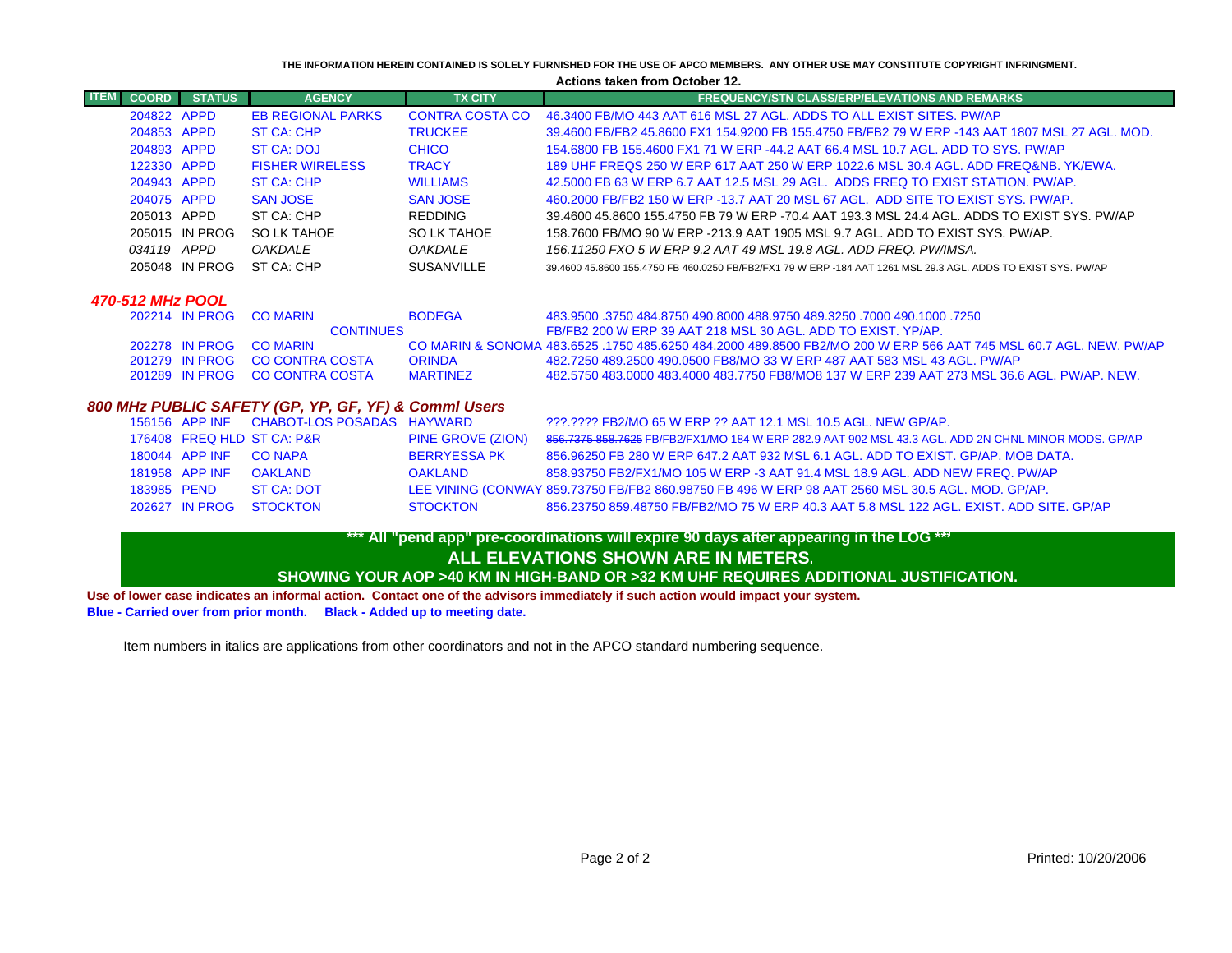THE INFORMATION HEREIN CONTAINED IS SOLELY FURNISHED FOR THE USE OF APCO MEMBERS. ANY OTHER USE MAY CONSTITUTE COPYRIGHT INFRINGMENT.

**Actions taken from October 12.**

| ITEM | COORD | STATUS | AGENCY | TX CITY | FREQUENCY/STN CLASS/ERP/ELEVATIONS AND REMARKS |
|---|---|---|---|---|---|
| | 204822 | APPD | EB REGIONAL PARKS | CONTRA COSTA CO | 46.3400 FB/MO 443 AAT 616 MSL 27 AGL. ADDS TO ALL EXIST SITES. PW/AP |
| | 204853 | APPD | ST CA: CHP | TRUCKEE | 39.4600 FB/FB2 45.8600 FX1 154.9200 FB 155.4750 FB/FB2 79 W ERP -143 AAT 1807 MSL 27 AGL. MOD. |
| | 204893 | APPD | ST CA: DOJ | CHICO | 154.6800 FB 155.4600 FX1 71 W ERP -44.2 AAT 66.4 MSL 10.7 AGL. ADD TO SYS. PW/AP |
| | 122330 | APPD | FISHER WIRELESS | TRACY | 189 UHF FREQS 250 W ERP 617 AAT 250 W ERP 1022.6 MSL 30.4 AGL. ADD FREQ&NB. YK/EWA. |
| | 204943 | APPD | ST CA: CHP | WILLIAMS | 42.5000 FB 63 W ERP 6.7 AAT 12.5 MSL 29 AGL. ADDS FREQ TO EXIST STATION. PW/AP. |
| | 204075 | APPD | SAN JOSE | SAN JOSE | 460.2000 FB/FB2 150 W ERP -13.7 AAT 20 MSL 67 AGL. ADD SITE TO EXIST SYS. PW/AP. |
| | 205013 | APPD | ST CA: CHP | REDDING | 39.4600 45.8600 155.4750 FB 79 W ERP -70.4 AAT 193.3 MSL 24.4 AGL. ADDS TO EXIST SYS. PW/AP |
| | 205015 | IN PROG | SO LK TAHOE | SO LK TAHOE | 158.7600 FB/MO 90 W ERP -213.9 AAT 1905 MSL 9.7 AGL. ADD TO EXIST SYS. PW/AP. |
| | *034119* | *APPD* | *OAKDALE* | *OAKDALE* | *156.11250 FXO 5 W ERP 9.2 AAT 49 MSL 19.8 AGL. ADD FREQ. PW/IMSA.* |
| | 205048 | IN PROG | ST CA: CHP | SUSANVILLE | 39.4600 45.8600 155.4750 FB 460.0250 FB/FB2/FX1 79 W ERP -184 AAT 1261 MSL 29.3 AGL. ADDS TO EXIST SYS. PW/AP |

### *470-512 MHz POOL*

| ITEM | COORD | STATUS | AGENCY | TX CITY | FREQUENCY/STN CLASS/ERP/ELEVATIONS AND REMARKS |
|---|---|---|---|---|---|
| | 202214 | IN PROG | CO MARIN | BODEGA | 483.9500 .3750 484.8750 490.8000 488.9750 489.3250 .7000 490.1000 .7250 |
| | | | CONTINUES | | FB/FB2 200 W ERP 39 AAT 218 MSL 30 AGL. ADD TO EXIST. YP/AP. |
| | 202278 | IN PROG | CO MARIN | CO MARIN & SONOMA | 483.6525 .1750 485.6250 484.2000 489.8500 FB2/MO 200 W ERP 566 AAT 745 MSL 60.7 AGL. NEW. PW/AP |
| | 201279 | IN PROG | CO CONTRA COSTA | ORINDA | 482.7250 489.2500 490.0500 FB8/MO 33 W ERP 487 AAT 583 MSL 43 AGL. PW/AP |
| | 201289 | IN PROG | CO CONTRA COSTA | MARTINEZ | 482.5750 483.0000 483.4000 483.7750 FB8/MO8 137 W ERP 239 AAT 273 MSL 36.6 AGL. PW/AP. NEW. |

### *800 MHz PUBLIC SAFETY (GP, YP, GF, YF) & Comml Users*

| ITEM | COORD | STATUS | AGENCY | TX CITY | FREQUENCY/STN CLASS/ERP/ELEVATIONS AND REMARKS |
|---|---|---|---|---|---|
| | 156156 | APP INF | CHABOT-LOS POSADAS | HAYWARD | ???.???? FB2/MO 65 W ERP ?? AAT 12.1 MSL 10.5 AGL. NEW GP/AP. |
| | 176408 | FREQ HLD | ST CA: P&R | PINE GROVE (ZION) | ~~856.7375 858.7625~~ FB/FB2/FX1/MO 184 W ERP 282.9 AAT 902 MSL 43.3 AGL. ADD 2N CHNL MINOR MODS. GP/AP |
| | 180044 | APP INF | CO NAPA | BERRYESSA PK | 856.96250 FB 280 W ERP 647.2 AAT 932 MSL 6.1 AGL. ADD TO EXIST. GP/AP. MOB DATA. |
| | 181958 | APP INF | OAKLAND | OAKLAND | 858.93750 FB2/FX1/MO 105 W ERP -3 AAT 91.4 MSL 18.9 AGL. ADD NEW FREQ. PW/AP |
| | 183985 | PEND | ST CA: DOT | LEE VINING (CONWAY | 859.73750 FB/FB2 860.98750 FB 496 W ERP 98 AAT 2560 MSL 30.5 AGL. MOD. GP/AP. |
| | 202627 | IN PROG | STOCKTON | STOCKTON | 856.23750 859.48750 FB/FB2/MO 75 W ERP 40.3 AAT 5.8 MSL 122 AGL. EXIST. ADD SITE. GP/AP |

**\*\*\* All "pend app" pre-coordinations will expire 90 days after appearing in the LOG \*\*\***

**ALL ELEVATIONS SHOWN ARE IN METERS.**

**SHOWING YOUR AOP >40 KM IN HIGH-BAND OR >32 KM UHF REQUIRES ADDITIONAL JUSTIFICATION.**

**Use of lower case indicates an informal action. Contact one of the advisors immediately if such action would impact your system.**

**Blue - Carried over from prior month. Black - Added up to meeting date.**

Item numbers in italics are applications from other coordinators and not in the APCO standard numbering sequence.

Printed: 10/20/2006